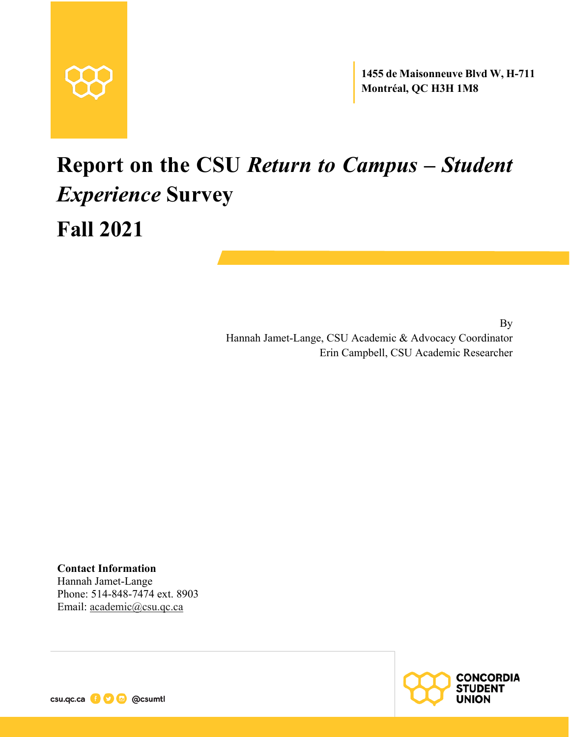**1455 de Maisonneuve Blvd W, H-711**
**Montréal, QC H3H 1M8**

# Report on the CSU *Return to Campus – Student Experience* Survey

# Fall 2021

By
Hannah Jamet-Lange, CSU Academic & Advocacy Coordinator
Erin Campbell, CSU Academic Researcher

**Contact Information**
Hannah Jamet-Lange
Phone: 514-848-7474 ext. 8903
Email: academic@csu.qc.ca

csu.qc.ca @csumtl

CONCORDIA STUDENT UNION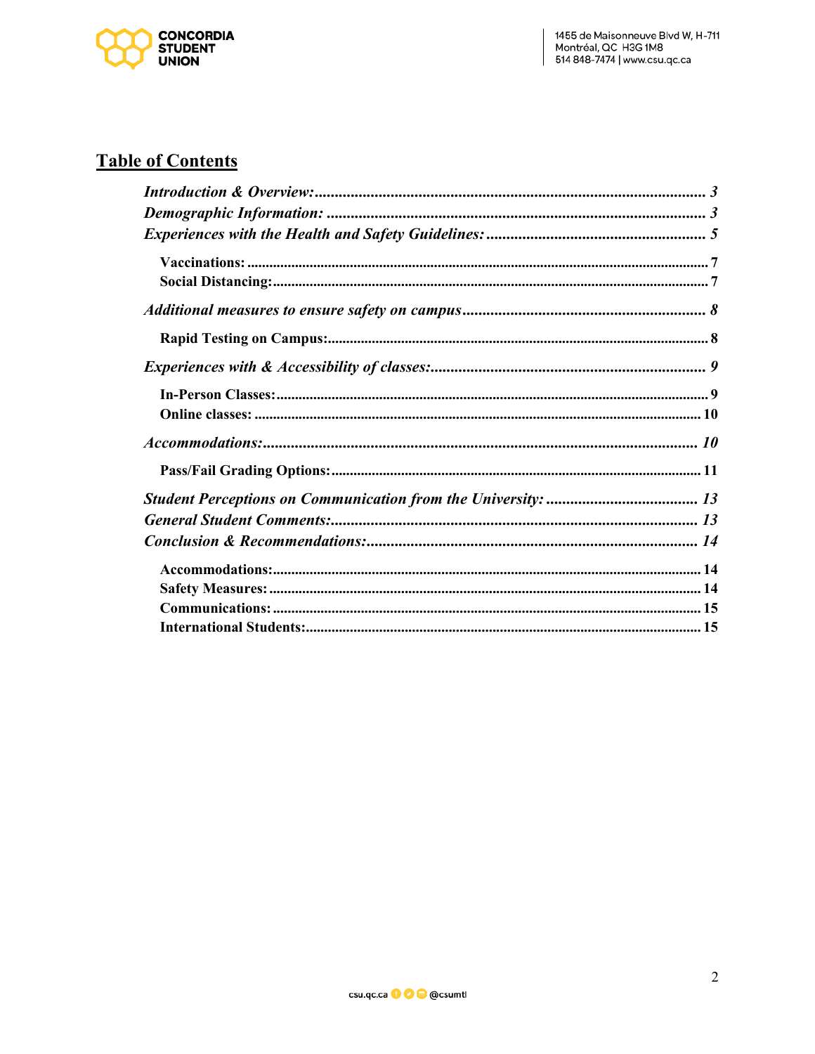## Table of Contents

*Introduction & Overview:* ... *3*
*Demographic Information:* ... *3*
*Experiences with the Health and Safety Guidelines:* ... *5*

- **Vaccinations:** ... 7
- **Social Distancing:** ... 7

*Additional measures to ensure safety on campus* ... *8*

- **Rapid Testing on Campus:** ... 8

*Experiences with & Accessibility of classes:* ... *9*

- **In-Person Classes:** ... 9
- **Online classes:** ... 10

*Accommodations:* ... *10*

- **Pass/Fail Grading Options:** ... 11

*Student Perceptions on Communication from the University:* ... *13*
*General Student Comments:* ... *13*
*Conclusion & Recommendations:* ... *14*

- **Accommodations:** ... 14
- **Safety Measures:** ... 14
- **Communications:** ... 15
- **International Students:** ... 15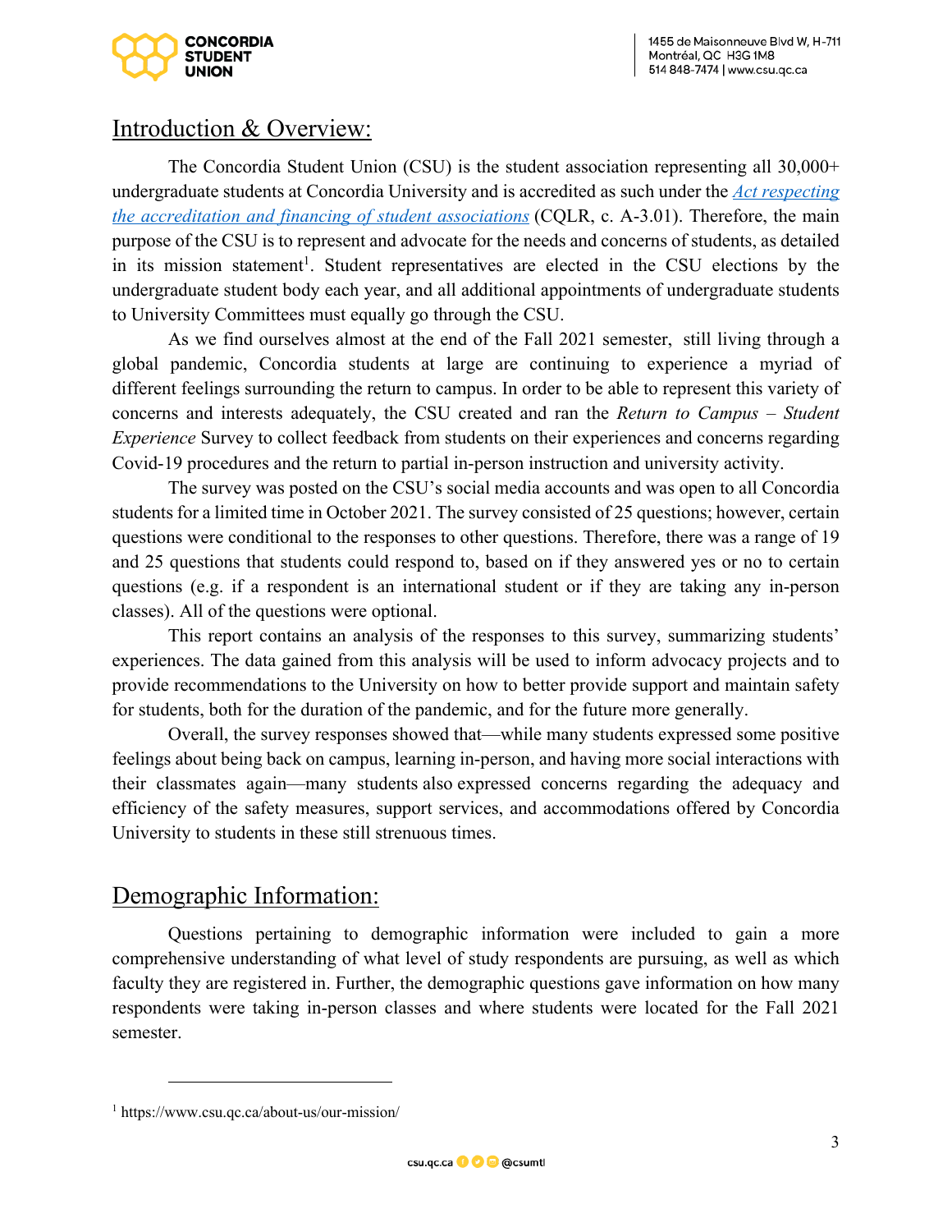## Introduction & Overview:

The Concordia Student Union (CSU) is the student association representing all 30,000+ undergraduate students at Concordia University and is accredited as such under the *Act respecting the accreditation and financing of student associations* (CQLR, c. A-3.01). Therefore, the main purpose of the CSU is to represent and advocate for the needs and concerns of students, as detailed in its mission statement[1]. Student representatives are elected in the CSU elections by the undergraduate student body each year, and all additional appointments of undergraduate students to University Committees must equally go through the CSU.

As we find ourselves almost at the end of the Fall 2021 semester, still living through a global pandemic, Concordia students at large are continuing to experience a myriad of different feelings surrounding the return to campus. In order to be able to represent this variety of concerns and interests adequately, the CSU created and ran the *Return to Campus – Student Experience* Survey to collect feedback from students on their experiences and concerns regarding Covid-19 procedures and the return to partial in-person instruction and university activity.

The survey was posted on the CSU's social media accounts and was open to all Concordia students for a limited time in October 2021. The survey consisted of 25 questions; however, certain questions were conditional to the responses to other questions. Therefore, there was a range of 19 and 25 questions that students could respond to, based on if they answered yes or no to certain questions (e.g. if a respondent is an international student or if they are taking any in-person classes). All of the questions were optional.

This report contains an analysis of the responses to this survey, summarizing students' experiences. The data gained from this analysis will be used to inform advocacy projects and to provide recommendations to the University on how to better provide support and maintain safety for students, both for the duration of the pandemic, and for the future more generally.

Overall, the survey responses showed that—while many students expressed some positive feelings about being back on campus, learning in-person, and having more social interactions with their classmates again—many students also expressed concerns regarding the adequacy and efficiency of the safety measures, support services, and accommodations offered by Concordia University to students in these still strenuous times.

## Demographic Information:

Questions pertaining to demographic information were included to gain a more comprehensive understanding of what level of study respondents are pursuing, as well as which faculty they are registered in. Further, the demographic questions gave information on how many respondents were taking in-person classes and where students were located for the Fall 2021 semester.

---

[1] https://www.csu.qc.ca/about-us/our-mission/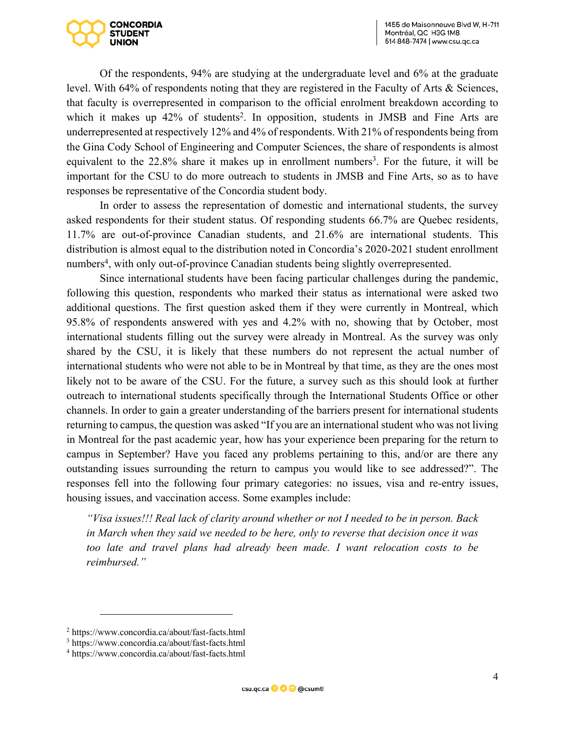Of the respondents, 94% are studying at the undergraduate level and 6% at the graduate level. With 64% of respondents noting that they are registered in the Faculty of Arts & Sciences, that faculty is overrepresented in comparison to the official enrolment breakdown according to which it makes up 42% of students[2]. In opposition, students in JMSB and Fine Arts are underrepresented at respectively 12% and 4% of respondents. With 21% of respondents being from the Gina Cody School of Engineering and Computer Sciences, the share of respondents is almost equivalent to the 22.8% share it makes up in enrollment numbers[3]. For the future, it will be important for the CSU to do more outreach to students in JMSB and Fine Arts, so as to have responses be representative of the Concordia student body.

In order to assess the representation of domestic and international students, the survey asked respondents for their student status. Of responding students 66.7% are Quebec residents, 11.7% are out-of-province Canadian students, and 21.6% are international students. This distribution is almost equal to the distribution noted in Concordia's 2020-2021 student enrollment numbers[4], with only out-of-province Canadian students being slightly overrepresented.

Since international students have been facing particular challenges during the pandemic, following this question, respondents who marked their status as international were asked two additional questions. The first question asked them if they were currently in Montreal, which 95.8% of respondents answered with yes and 4.2% with no, showing that by October, most international students filling out the survey were already in Montreal. As the survey was only shared by the CSU, it is likely that these numbers do not represent the actual number of international students who were not able to be in Montreal by that time, as they are the ones most likely not to be aware of the CSU. For the future, a survey such as this should look at further outreach to international students specifically through the International Students Office or other channels. In order to gain a greater understanding of the barriers present for international students returning to campus, the question was asked "If you are an international student who was not living in Montreal for the past academic year, how has your experience been preparing for the return to campus in September? Have you faced any problems pertaining to this, and/or are there any outstanding issues surrounding the return to campus you would like to see addressed?". The responses fell into the following four primary categories: no issues, visa and re-entry issues, housing issues, and vaccination access. Some examples include:

> *"Visa issues!!! Real lack of clarity around whether or not I needed to be in person. Back in March when they said we needed to be here, only to reverse that decision once it was too late and travel plans had already been made. I want relocation costs to be reimbursed."*

---

[2] https://www.concordia.ca/about/fast-facts.html
[3] https://www.concordia.ca/about/fast-facts.html
[4] https://www.concordia.ca/about/fast-facts.html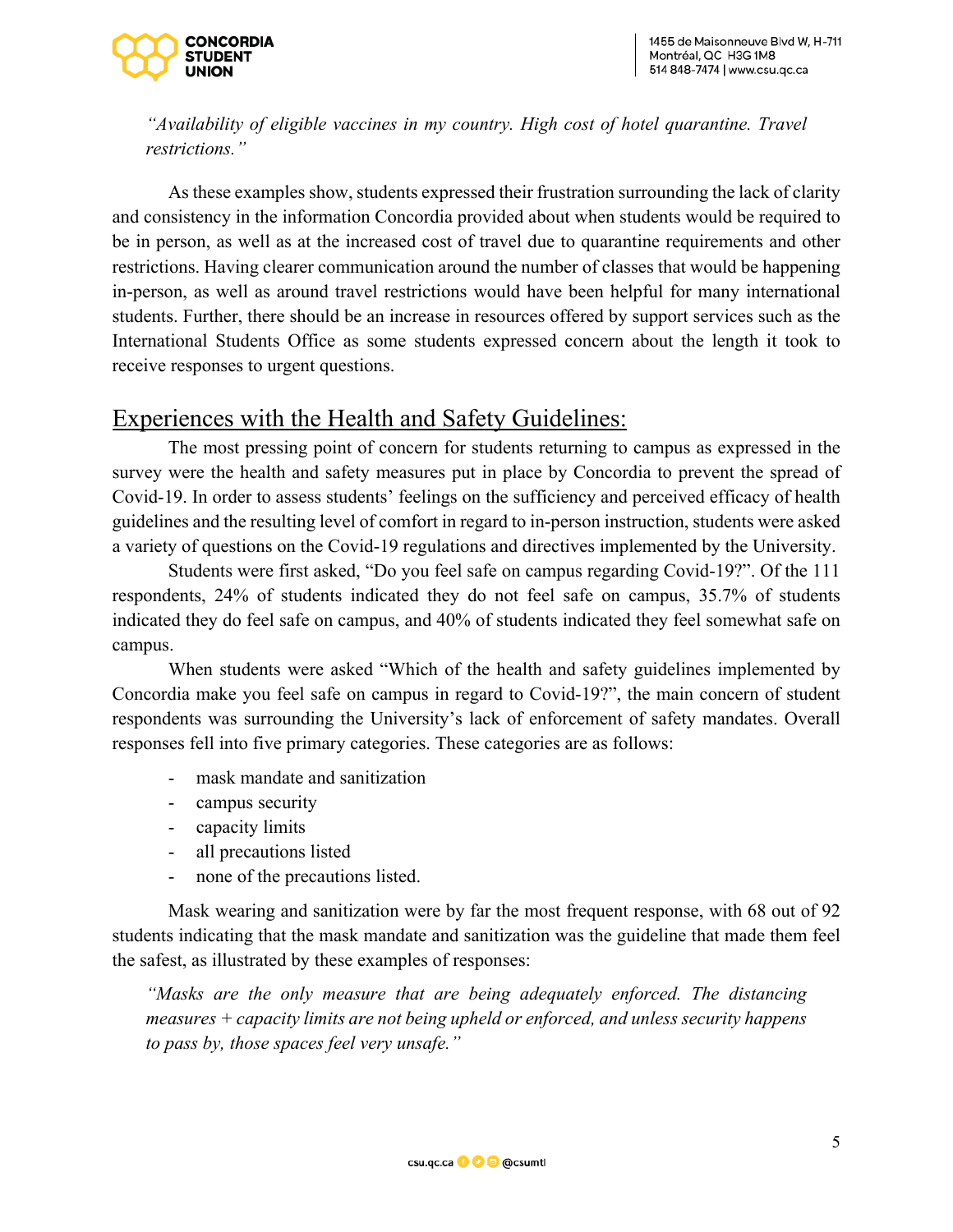*"Availability of eligible vaccines in my country. High cost of hotel quarantine. Travel restrictions."*

As these examples show, students expressed their frustration surrounding the lack of clarity and consistency in the information Concordia provided about when students would be required to be in person, as well as at the increased cost of travel due to quarantine requirements and other restrictions. Having clearer communication around the number of classes that would be happening in-person, as well as around travel restrictions would have been helpful for many international students. Further, there should be an increase in resources offered by support services such as the International Students Office as some students expressed concern about the length it took to receive responses to urgent questions.

## Experiences with the Health and Safety Guidelines:

The most pressing point of concern for students returning to campus as expressed in the survey were the health and safety measures put in place by Concordia to prevent the spread of Covid-19. In order to assess students' feelings on the sufficiency and perceived efficacy of health guidelines and the resulting level of comfort in regard to in-person instruction, students were asked a variety of questions on the Covid-19 regulations and directives implemented by the University.

Students were first asked, "Do you feel safe on campus regarding Covid-19?". Of the 111 respondents, 24% of students indicated they do not feel safe on campus, 35.7% of students indicated they do feel safe on campus, and 40% of students indicated they feel somewhat safe on campus.

When students were asked "Which of the health and safety guidelines implemented by Concordia make you feel safe on campus in regard to Covid-19?", the main concern of student respondents was surrounding the University's lack of enforcement of safety mandates. Overall responses fell into five primary categories. These categories are as follows:

- mask mandate and sanitization
- campus security
- capacity limits
- all precautions listed
- none of the precautions listed.

Mask wearing and sanitization were by far the most frequent response, with 68 out of 92 students indicating that the mask mandate and sanitization was the guideline that made them feel the safest, as illustrated by these examples of responses:

*"Masks are the only measure that are being adequately enforced. The distancing measures + capacity limits are not being upheld or enforced, and unless security happens to pass by, those spaces feel very unsafe."*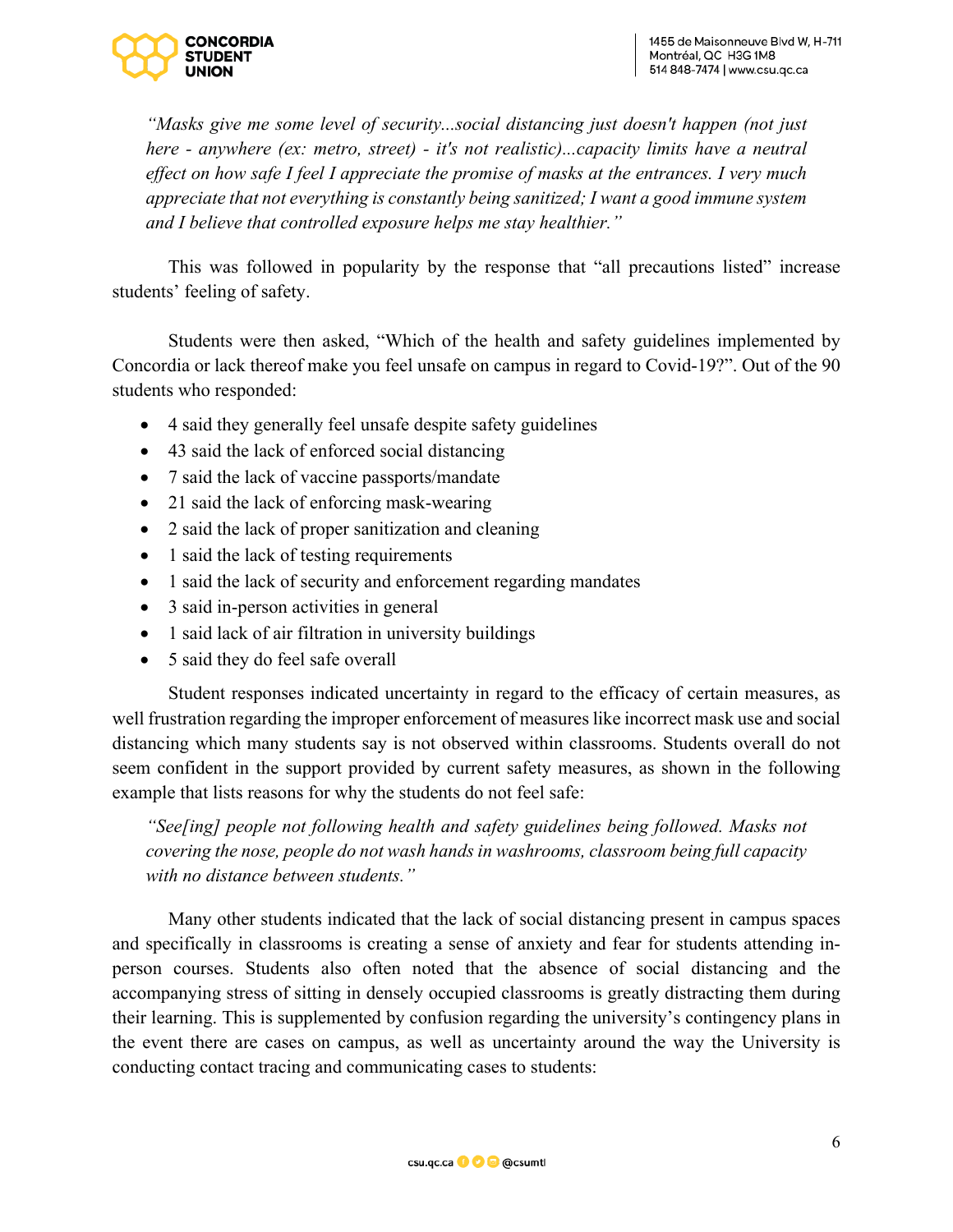*"Masks give me some level of security...social distancing just doesn't happen (not just here - anywhere (ex: metro, street) - it's not realistic)...capacity limits have a neutral effect on how safe I feel I appreciate the promise of masks at the entrances. I very much appreciate that not everything is constantly being sanitized; I want a good immune system and I believe that controlled exposure helps me stay healthier."*

This was followed in popularity by the response that "all precautions listed" increase students' feeling of safety.

Students were then asked, "Which of the health and safety guidelines implemented by Concordia or lack thereof make you feel unsafe on campus in regard to Covid-19?". Out of the 90 students who responded:

- 4 said they generally feel unsafe despite safety guidelines
- 43 said the lack of enforced social distancing
- 7 said the lack of vaccine passports/mandate
- 21 said the lack of enforcing mask-wearing
- 2 said the lack of proper sanitization and cleaning
- 1 said the lack of testing requirements
- 1 said the lack of security and enforcement regarding mandates
- 3 said in-person activities in general
- 1 said lack of air filtration in university buildings
- 5 said they do feel safe overall

Student responses indicated uncertainty in regard to the efficacy of certain measures, as well frustration regarding the improper enforcement of measures like incorrect mask use and social distancing which many students say is not observed within classrooms. Students overall do not seem confident in the support provided by current safety measures, as shown in the following example that lists reasons for why the students do not feel safe:

*"See[ing] people not following health and safety guidelines being followed. Masks not covering the nose, people do not wash hands in washrooms, classroom being full capacity with no distance between students."*

Many other students indicated that the lack of social distancing present in campus spaces and specifically in classrooms is creating a sense of anxiety and fear for students attending in-person courses. Students also often noted that the absence of social distancing and the accompanying stress of sitting in densely occupied classrooms is greatly distracting them during their learning. This is supplemented by confusion regarding the university's contingency plans in the event there are cases on campus, as well as uncertainty around the way the University is conducting contact tracing and communicating cases to students: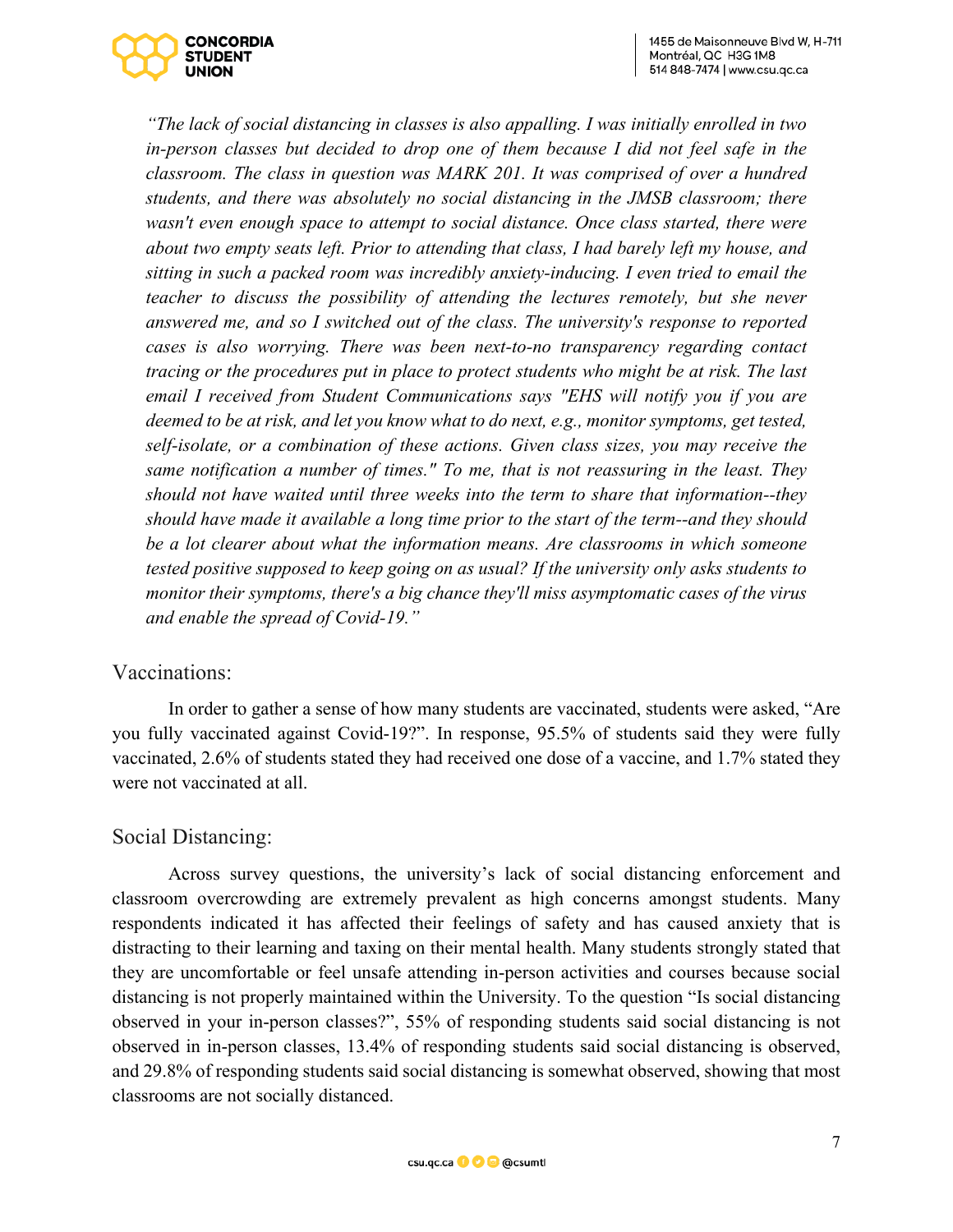*"The lack of social distancing in classes is also appalling. I was initially enrolled in two in-person classes but decided to drop one of them because I did not feel safe in the classroom. The class in question was MARK 201. It was comprised of over a hundred students, and there was absolutely no social distancing in the JMSB classroom; there wasn't even enough space to attempt to social distance. Once class started, there were about two empty seats left. Prior to attending that class, I had barely left my house, and sitting in such a packed room was incredibly anxiety-inducing. I even tried to email the teacher to discuss the possibility of attending the lectures remotely, but she never answered me, and so I switched out of the class. The university's response to reported cases is also worrying. There was been next-to-no transparency regarding contact tracing or the procedures put in place to protect students who might be at risk. The last email I received from Student Communications says "EHS will notify you if you are deemed to be at risk, and let you know what to do next, e.g., monitor symptoms, get tested, self-isolate, or a combination of these actions. Given class sizes, you may receive the same notification a number of times." To me, that is not reassuring in the least. They should not have waited until three weeks into the term to share that information--they should have made it available a long time prior to the start of the term--and they should be a lot clearer about what the information means. Are classrooms in which someone tested positive supposed to keep going on as usual? If the university only asks students to monitor their symptoms, there's a big chance they'll miss asymptomatic cases of the virus and enable the spread of Covid-19."*

## Vaccinations:

In order to gather a sense of how many students are vaccinated, students were asked, "Are you fully vaccinated against Covid-19?". In response, 95.5% of students said they were fully vaccinated, 2.6% of students stated they had received one dose of a vaccine, and 1.7% stated they were not vaccinated at all.

## Social Distancing:

Across survey questions, the university's lack of social distancing enforcement and classroom overcrowding are extremely prevalent as high concerns amongst students. Many respondents indicated it has affected their feelings of safety and has caused anxiety that is distracting to their learning and taxing on their mental health. Many students strongly stated that they are uncomfortable or feel unsafe attending in-person activities and courses because social distancing is not properly maintained within the University. To the question "Is social distancing observed in your in-person classes?", 55% of responding students said social distancing is not observed in in-person classes, 13.4% of responding students said social distancing is observed, and 29.8% of responding students said social distancing is somewhat observed, showing that most classrooms are not socially distanced.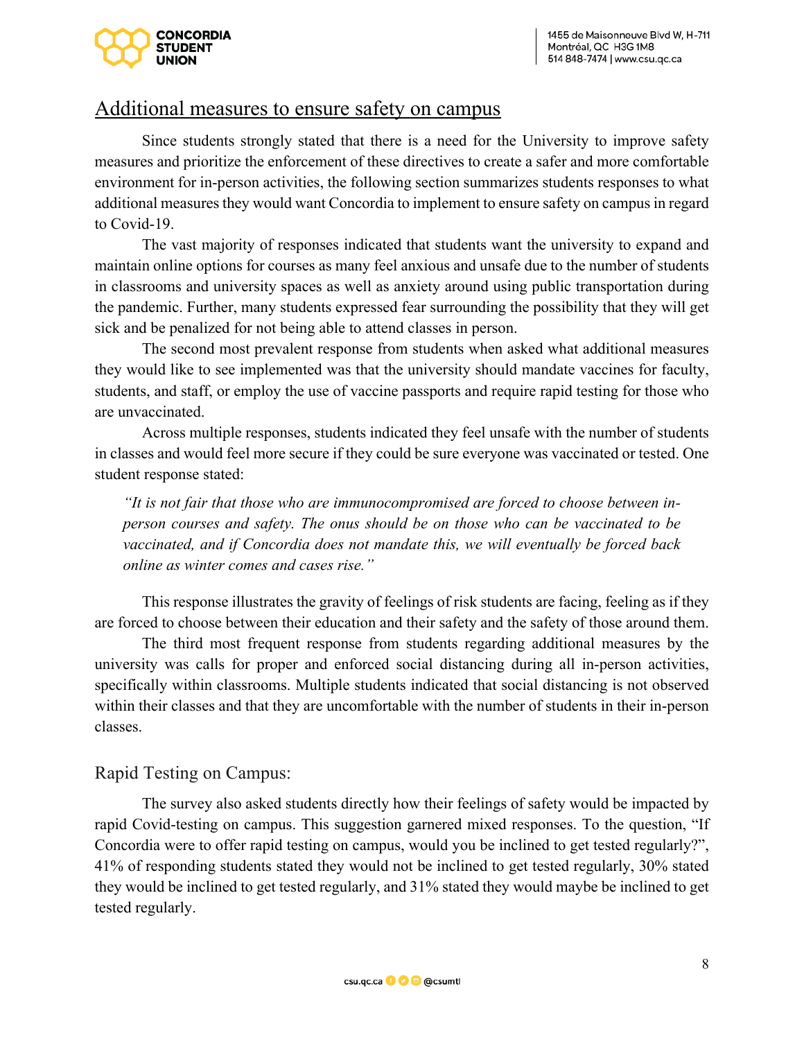## Additional measures to ensure safety on campus

Since students strongly stated that there is a need for the University to improve safety measures and prioritize the enforcement of these directives to create a safer and more comfortable environment for in-person activities, the following section summarizes students responses to what additional measures they would want Concordia to implement to ensure safety on campus in regard to Covid-19.

The vast majority of responses indicated that students want the university to expand and maintain online options for courses as many feel anxious and unsafe due to the number of students in classrooms and university spaces as well as anxiety around using public transportation during the pandemic. Further, many students expressed fear surrounding the possibility that they will get sick and be penalized for not being able to attend classes in person.

The second most prevalent response from students when asked what additional measures they would like to see implemented was that the university should mandate vaccines for faculty, students, and staff, or employ the use of vaccine passports and require rapid testing for those who are unvaccinated.

Across multiple responses, students indicated they feel unsafe with the number of students in classes and would feel more secure if they could be sure everyone was vaccinated or tested. One student response stated:

> *"It is not fair that those who are immunocompromised are forced to choose between in-person courses and safety. The onus should be on those who can be vaccinated to be vaccinated, and if Concordia does not mandate this, we will eventually be forced back online as winter comes and cases rise."*

This response illustrates the gravity of feelings of risk students are facing, feeling as if they are forced to choose between their education and their safety and the safety of those around them.

The third most frequent response from students regarding additional measures by the university was calls for proper and enforced social distancing during all in-person activities, specifically within classrooms. Multiple students indicated that social distancing is not observed within their classes and that they are uncomfortable with the number of students in their in-person classes.

### Rapid Testing on Campus:

The survey also asked students directly how their feelings of safety would be impacted by rapid Covid-testing on campus. This suggestion garnered mixed responses. To the question, "If Concordia were to offer rapid testing on campus, would you be inclined to get tested regularly?", 41% of responding students stated they would not be inclined to get tested regularly, 30% stated they would be inclined to get tested regularly, and 31% stated they would maybe be inclined to get tested regularly.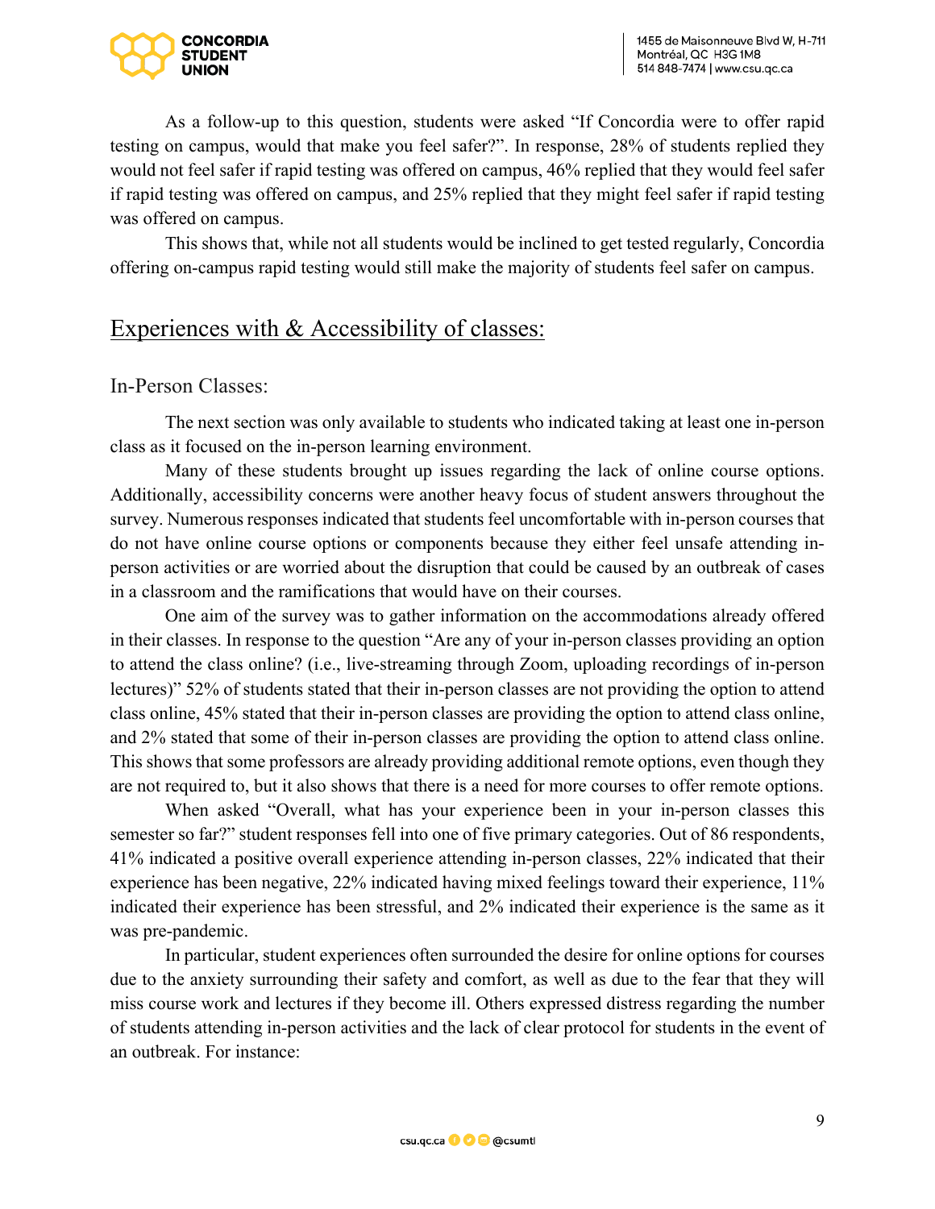As a follow-up to this question, students were asked "If Concordia were to offer rapid testing on campus, would that make you feel safer?". In response, 28% of students replied they would not feel safer if rapid testing was offered on campus, 46% replied that they would feel safer if rapid testing was offered on campus, and 25% replied that they might feel safer if rapid testing was offered on campus.

This shows that, while not all students would be inclined to get tested regularly, Concordia offering on-campus rapid testing would still make the majority of students feel safer on campus.

## Experiences with & Accessibility of classes:

### In-Person Classes:

The next section was only available to students who indicated taking at least one in-person class as it focused on the in-person learning environment.

Many of these students brought up issues regarding the lack of online course options. Additionally, accessibility concerns were another heavy focus of student answers throughout the survey. Numerous responses indicated that students feel uncomfortable with in-person courses that do not have online course options or components because they either feel unsafe attending in-person activities or are worried about the disruption that could be caused by an outbreak of cases in a classroom and the ramifications that would have on their courses.

One aim of the survey was to gather information on the accommodations already offered in their classes. In response to the question "Are any of your in-person classes providing an option to attend the class online? (i.e., live-streaming through Zoom, uploading recordings of in-person lectures)" 52% of students stated that their in-person classes are not providing the option to attend class online, 45% stated that their in-person classes are providing the option to attend class online, and 2% stated that some of their in-person classes are providing the option to attend class online. This shows that some professors are already providing additional remote options, even though they are not required to, but it also shows that there is a need for more courses to offer remote options.

When asked "Overall, what has your experience been in your in-person classes this semester so far?" student responses fell into one of five primary categories. Out of 86 respondents, 41% indicated a positive overall experience attending in-person classes, 22% indicated that their experience has been negative, 22% indicated having mixed feelings toward their experience, 11% indicated their experience has been stressful, and 2% indicated their experience is the same as it was pre-pandemic.

In particular, student experiences often surrounded the desire for online options for courses due to the anxiety surrounding their safety and comfort, as well as due to the fear that they will miss course work and lectures if they become ill. Others expressed distress regarding the number of students attending in-person activities and the lack of clear protocol for students in the event of an outbreak. For instance: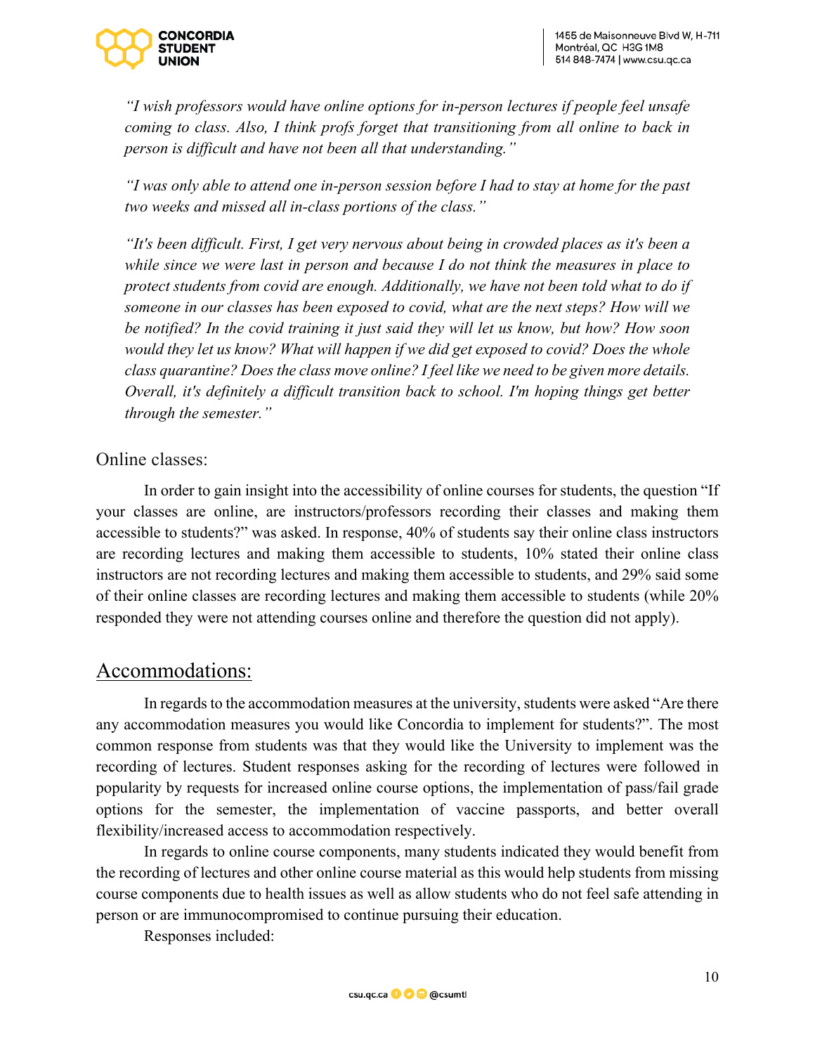*"I wish professors would have online options for in-person lectures if people feel unsafe coming to class. Also, I think profs forget that transitioning from all online to back in person is difficult and have not been all that understanding."*

*"I was only able to attend one in-person session before I had to stay at home for the past two weeks and missed all in-class portions of the class."*

*"It's been difficult. First, I get very nervous about being in crowded places as it's been a while since we were last in person and because I do not think the measures in place to protect students from covid are enough. Additionally, we have not been told what to do if someone in our classes has been exposed to covid, what are the next steps? How will we be notified? In the covid training it just said they will let us know, but how? How soon would they let us know? What will happen if we did get exposed to covid? Does the whole class quarantine? Does the class move online? I feel like we need to be given more details. Overall, it's definitely a difficult transition back to school. I'm hoping things get better through the semester."*

### Online classes:

In order to gain insight into the accessibility of online courses for students, the question "If your classes are online, are instructors/professors recording their classes and making them accessible to students?" was asked. In response, 40% of students say their online class instructors are recording lectures and making them accessible to students, 10% stated their online class instructors are not recording lectures and making them accessible to students, and 29% said some of their online classes are recording lectures and making them accessible to students (while 20% responded they were not attending courses online and therefore the question did not apply).

## Accommodations:

In regards to the accommodation measures at the university, students were asked "Are there any accommodation measures you would like Concordia to implement for students?". The most common response from students was that they would like the University to implement was the recording of lectures. Student responses asking for the recording of lectures were followed in popularity by requests for increased online course options, the implementation of pass/fail grade options for the semester, the implementation of vaccine passports, and better overall flexibility/increased access to accommodation respectively.

In regards to online course components, many students indicated they would benefit from the recording of lectures and other online course material as this would help students from missing course components due to health issues as well as allow students who do not feel safe attending in person or are immunocompromised to continue pursuing their education.

Responses included: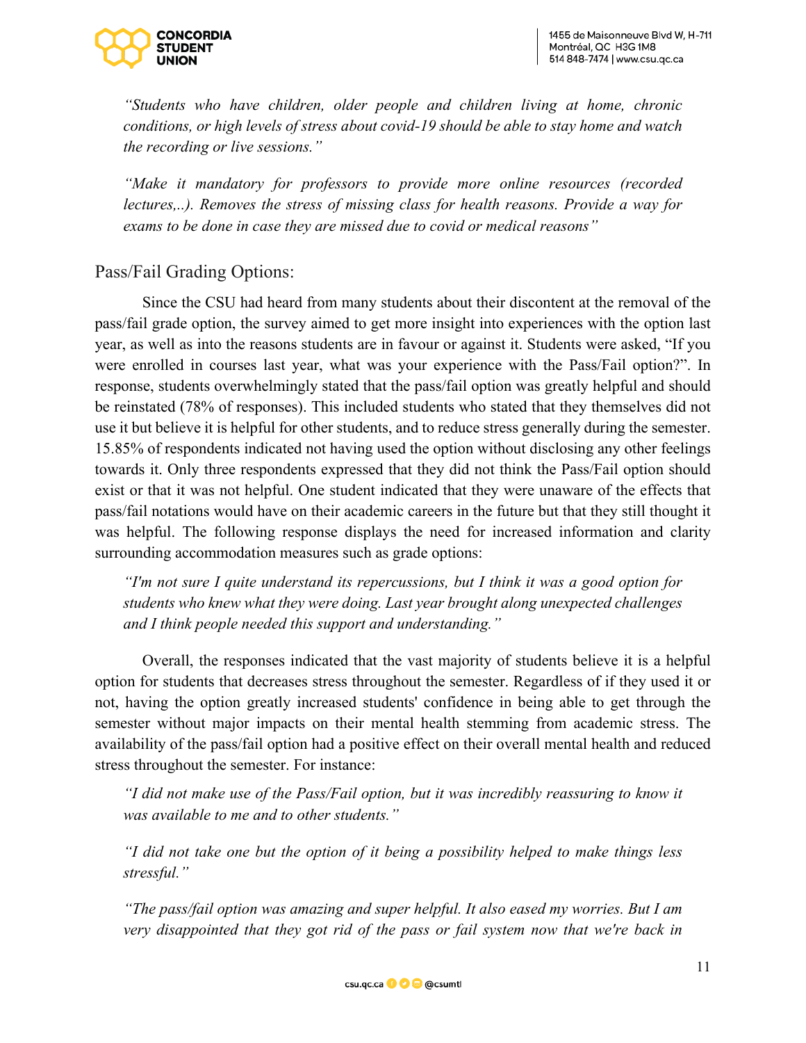*"Students who have children, older people and children living at home, chronic conditions, or high levels of stress about covid-19 should be able to stay home and watch the recording or live sessions."*

*"Make it mandatory for professors to provide more online resources (recorded lectures,..). Removes the stress of missing class for health reasons. Provide a way for exams to be done in case they are missed due to covid or medical reasons"*

## Pass/Fail Grading Options:

Since the CSU had heard from many students about their discontent at the removal of the pass/fail grade option, the survey aimed to get more insight into experiences with the option last year, as well as into the reasons students are in favour or against it. Students were asked, "If you were enrolled in courses last year, what was your experience with the Pass/Fail option?". In response, students overwhelmingly stated that the pass/fail option was greatly helpful and should be reinstated (78% of responses). This included students who stated that they themselves did not use it but believe it is helpful for other students, and to reduce stress generally during the semester. 15.85% of respondents indicated not having used the option without disclosing any other feelings towards it. Only three respondents expressed that they did not think the Pass/Fail option should exist or that it was not helpful. One student indicated that they were unaware of the effects that pass/fail notations would have on their academic careers in the future but that they still thought it was helpful. The following response displays the need for increased information and clarity surrounding accommodation measures such as grade options:

*"I'm not sure I quite understand its repercussions, but I think it was a good option for students who knew what they were doing. Last year brought along unexpected challenges and I think people needed this support and understanding."*

Overall, the responses indicated that the vast majority of students believe it is a helpful option for students that decreases stress throughout the semester. Regardless of if they used it or not, having the option greatly increased students' confidence in being able to get through the semester without major impacts on their mental health stemming from academic stress. The availability of the pass/fail option had a positive effect on their overall mental health and reduced stress throughout the semester. For instance:

*"I did not make use of the Pass/Fail option, but it was incredibly reassuring to know it was available to me and to other students."*

*"I did not take one but the option of it being a possibility helped to make things less stressful."*

*"The pass/fail option was amazing and super helpful. It also eased my worries. But I am very disappointed that they got rid of the pass or fail system now that we're back in*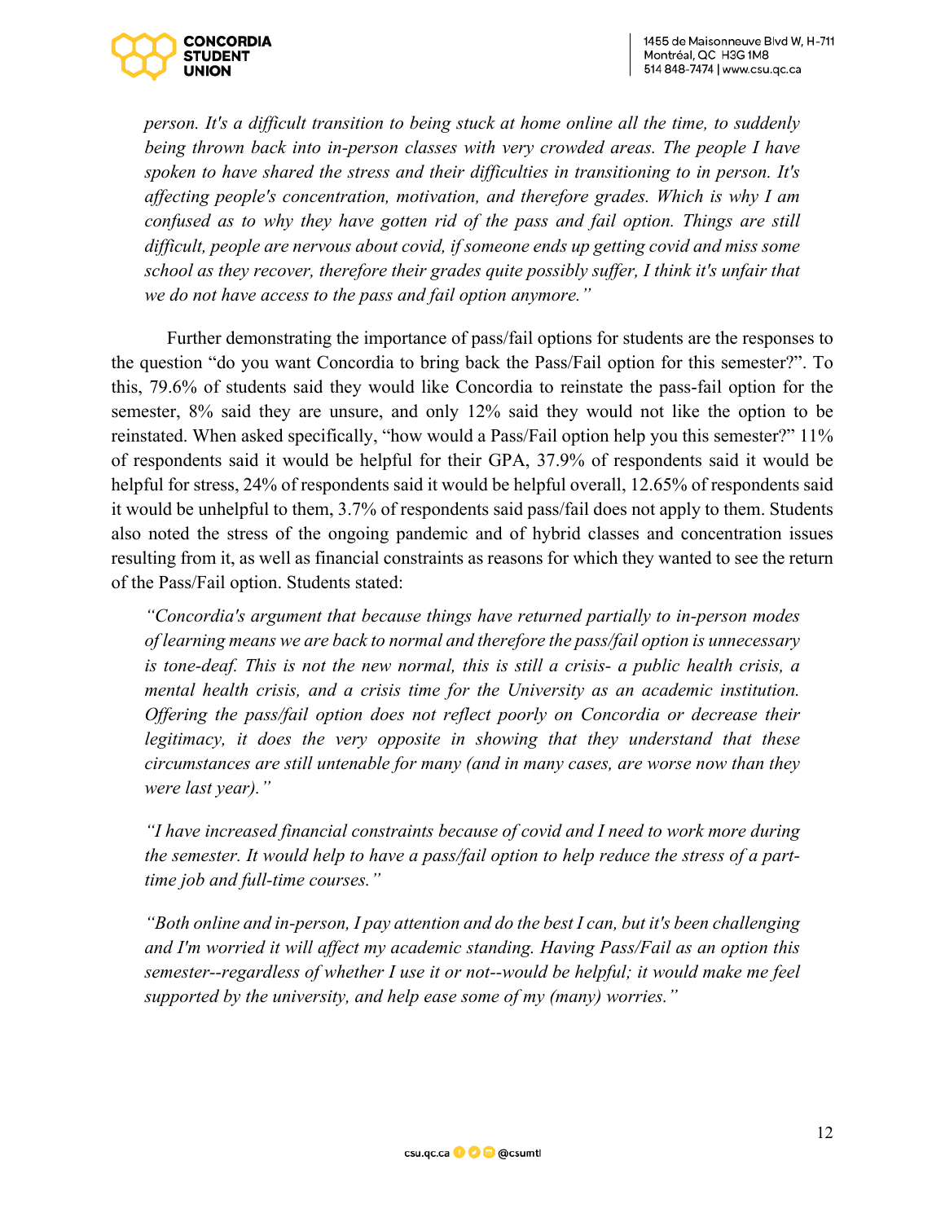*person. It's a difficult transition to being stuck at home online all the time, to suddenly being thrown back into in-person classes with very crowded areas. The people I have spoken to have shared the stress and their difficulties in transitioning to in person. It's affecting people's concentration, motivation, and therefore grades. Which is why I am confused as to why they have gotten rid of the pass and fail option. Things are still difficult, people are nervous about covid, if someone ends up getting covid and miss some school as they recover, therefore their grades quite possibly suffer, I think it's unfair that we do not have access to the pass and fail option anymore."*

Further demonstrating the importance of pass/fail options for students are the responses to the question "do you want Concordia to bring back the Pass/Fail option for this semester?". To this, 79.6% of students said they would like Concordia to reinstate the pass-fail option for the semester, 8% said they are unsure, and only 12% said they would not like the option to be reinstated. When asked specifically, "how would a Pass/Fail option help you this semester?" 11% of respondents said it would be helpful for their GPA, 37.9% of respondents said it would be helpful for stress, 24% of respondents said it would be helpful overall, 12.65% of respondents said it would be unhelpful to them, 3.7% of respondents said pass/fail does not apply to them. Students also noted the stress of the ongoing pandemic and of hybrid classes and concentration issues resulting from it, as well as financial constraints as reasons for which they wanted to see the return of the Pass/Fail option. Students stated:

*"Concordia's argument that because things have returned partially to in-person modes of learning means we are back to normal and therefore the pass/fail option is unnecessary is tone-deaf. This is not the new normal, this is still a crisis- a public health crisis, a mental health crisis, and a crisis time for the University as an academic institution. Offering the pass/fail option does not reflect poorly on Concordia or decrease their legitimacy, it does the very opposite in showing that they understand that these circumstances are still untenable for many (and in many cases, are worse now than they were last year)."*

*"I have increased financial constraints because of covid and I need to work more during the semester. It would help to have a pass/fail option to help reduce the stress of a part-time job and full-time courses."*

*"Both online and in-person, I pay attention and do the best I can, but it's been challenging and I'm worried it will affect my academic standing. Having Pass/Fail as an option this semester--regardless of whether I use it or not--would be helpful; it would make me feel supported by the university, and help ease some of my (many) worries."*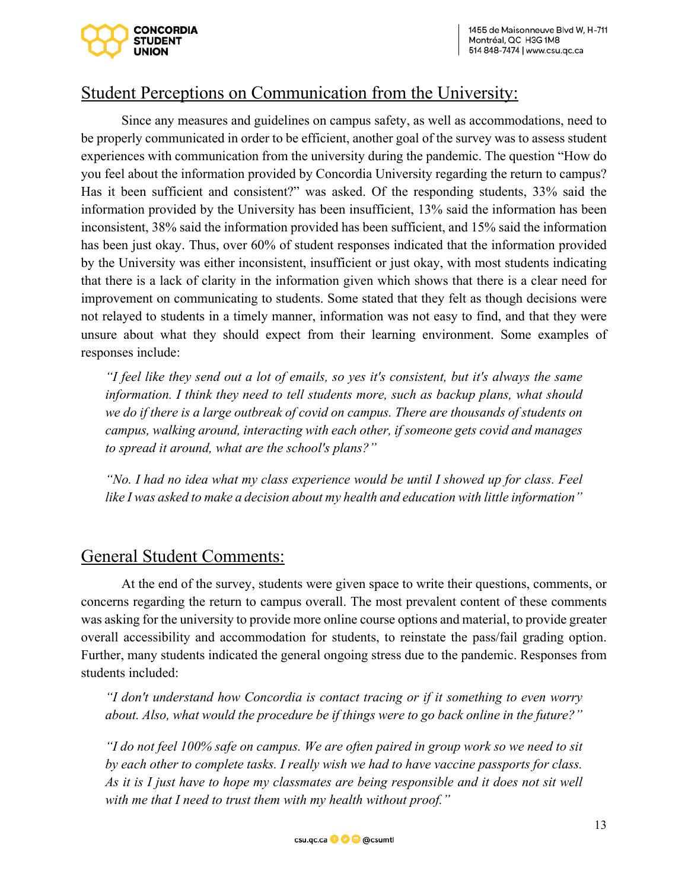## Student Perceptions on Communication from the University:

Since any measures and guidelines on campus safety, as well as accommodations, need to be properly communicated in order to be efficient, another goal of the survey was to assess student experiences with communication from the university during the pandemic. The question "How do you feel about the information provided by Concordia University regarding the return to campus? Has it been sufficient and consistent?" was asked. Of the responding students, 33% said the information provided by the University has been insufficient, 13% said the information has been inconsistent, 38% said the information provided has been sufficient, and 15% said the information has been just okay. Thus, over 60% of student responses indicated that the information provided by the University was either inconsistent, insufficient or just okay, with most students indicating that there is a lack of clarity in the information given which shows that there is a clear need for improvement on communicating to students. Some stated that they felt as though decisions were not relayed to students in a timely manner, information was not easy to find, and that they were unsure about what they should expect from their learning environment. Some examples of responses include:

> *"I feel like they send out a lot of emails, so yes it's consistent, but it's always the same information. I think they need to tell students more, such as backup plans, what should we do if there is a large outbreak of covid on campus. There are thousands of students on campus, walking around, interacting with each other, if someone gets covid and manages to spread it around, what are the school's plans?"*

> *"No. I had no idea what my class experience would be until I showed up for class. Feel like I was asked to make a decision about my health and education with little information"*

## General Student Comments:

At the end of the survey, students were given space to write their questions, comments, or concerns regarding the return to campus overall. The most prevalent content of these comments was asking for the university to provide more online course options and material, to provide greater overall accessibility and accommodation for students, to reinstate the pass/fail grading option. Further, many students indicated the general ongoing stress due to the pandemic. Responses from students included:

> *"I don't understand how Concordia is contact tracing or if it something to even worry about. Also, what would the procedure be if things were to go back online in the future?"*

> *"I do not feel 100% safe on campus. We are often paired in group work so we need to sit by each other to complete tasks. I really wish we had to have vaccine passports for class. As it is I just have to hope my classmates are being responsible and it does not sit well with me that I need to trust them with my health without proof."*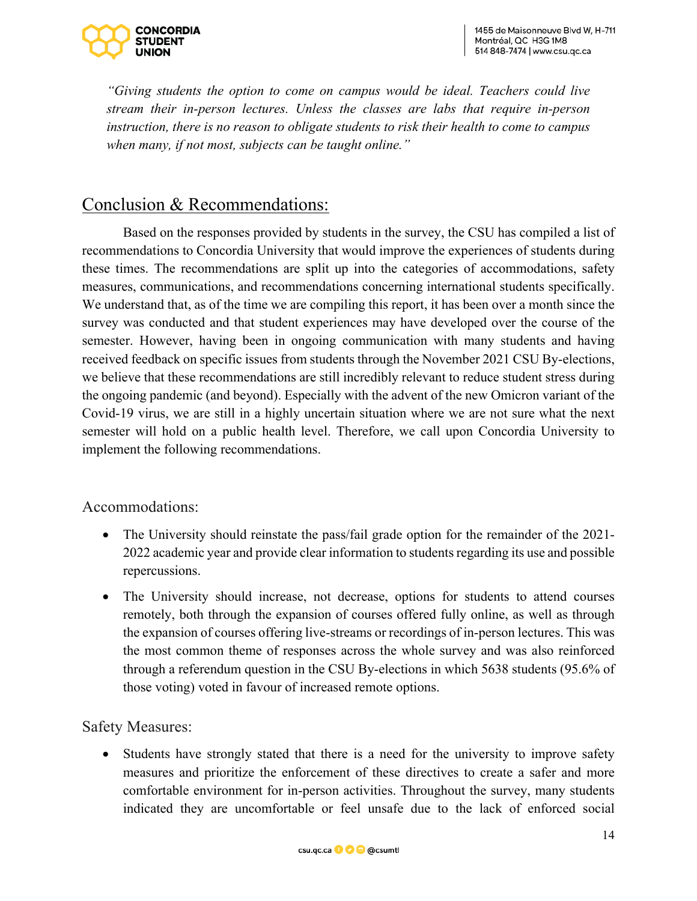*"Giving students the option to come on campus would be ideal. Teachers could live stream their in-person lectures. Unless the classes are labs that require in-person instruction, there is no reason to obligate students to risk their health to come to campus when many, if not most, subjects can be taught online."*

## Conclusion & Recommendations:

Based on the responses provided by students in the survey, the CSU has compiled a list of recommendations to Concordia University that would improve the experiences of students during these times. The recommendations are split up into the categories of accommodations, safety measures, communications, and recommendations concerning international students specifically. We understand that, as of the time we are compiling this report, it has been over a month since the survey was conducted and that student experiences may have developed over the course of the semester. However, having been in ongoing communication with many students and having received feedback on specific issues from students through the November 2021 CSU By-elections, we believe that these recommendations are still incredibly relevant to reduce student stress during the ongoing pandemic (and beyond). Especially with the advent of the new Omicron variant of the Covid-19 virus, we are still in a highly uncertain situation where we are not sure what the next semester will hold on a public health level. Therefore, we call upon Concordia University to implement the following recommendations.

### Accommodations:

- The University should reinstate the pass/fail grade option for the remainder of the 2021-2022 academic year and provide clear information to students regarding its use and possible repercussions.
- The University should increase, not decrease, options for students to attend courses remotely, both through the expansion of courses offered fully online, as well as through the expansion of courses offering live-streams or recordings of in-person lectures. This was the most common theme of responses across the whole survey and was also reinforced through a referendum question in the CSU By-elections in which 5638 students (95.6% of those voting) voted in favour of increased remote options.

### Safety Measures:

- Students have strongly stated that there is a need for the university to improve safety measures and prioritize the enforcement of these directives to create a safer and more comfortable environment for in-person activities. Throughout the survey, many students indicated they are uncomfortable or feel unsafe due to the lack of enforced social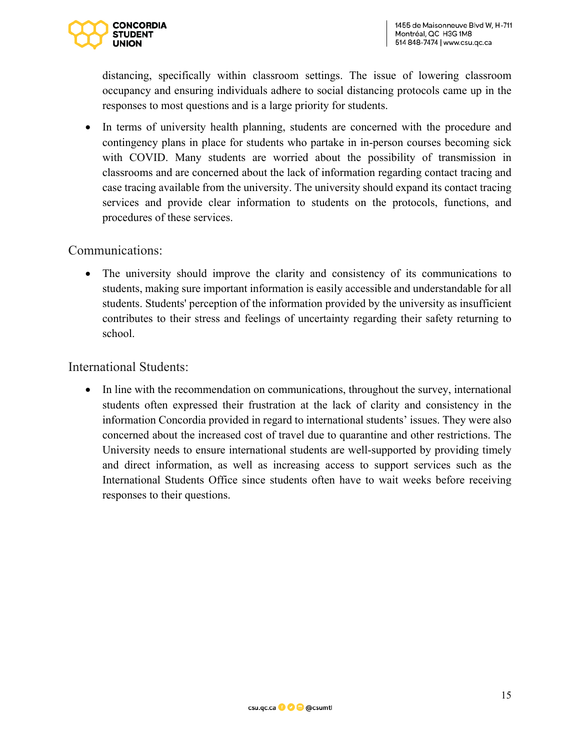distancing, specifically within classroom settings. The issue of lowering classroom occupancy and ensuring individuals adhere to social distancing protocols came up in the responses to most questions and is a large priority for students.

- In terms of university health planning, students are concerned with the procedure and contingency plans in place for students who partake in in-person courses becoming sick with COVID. Many students are worried about the possibility of transmission in classrooms and are concerned about the lack of information regarding contact tracing and case tracing available from the university. The university should expand its contact tracing services and provide clear information to students on the protocols, functions, and procedures of these services.

## Communications:

- The university should improve the clarity and consistency of its communications to students, making sure important information is easily accessible and understandable for all students. Students' perception of the information provided by the university as insufficient contributes to their stress and feelings of uncertainty regarding their safety returning to school.

## International Students:

- In line with the recommendation on communications, throughout the survey, international students often expressed their frustration at the lack of clarity and consistency in the information Concordia provided in regard to international students' issues. They were also concerned about the increased cost of travel due to quarantine and other restrictions. The University needs to ensure international students are well-supported by providing timely and direct information, as well as increasing access to support services such as the International Students Office since students often have to wait weeks before receiving responses to their questions.